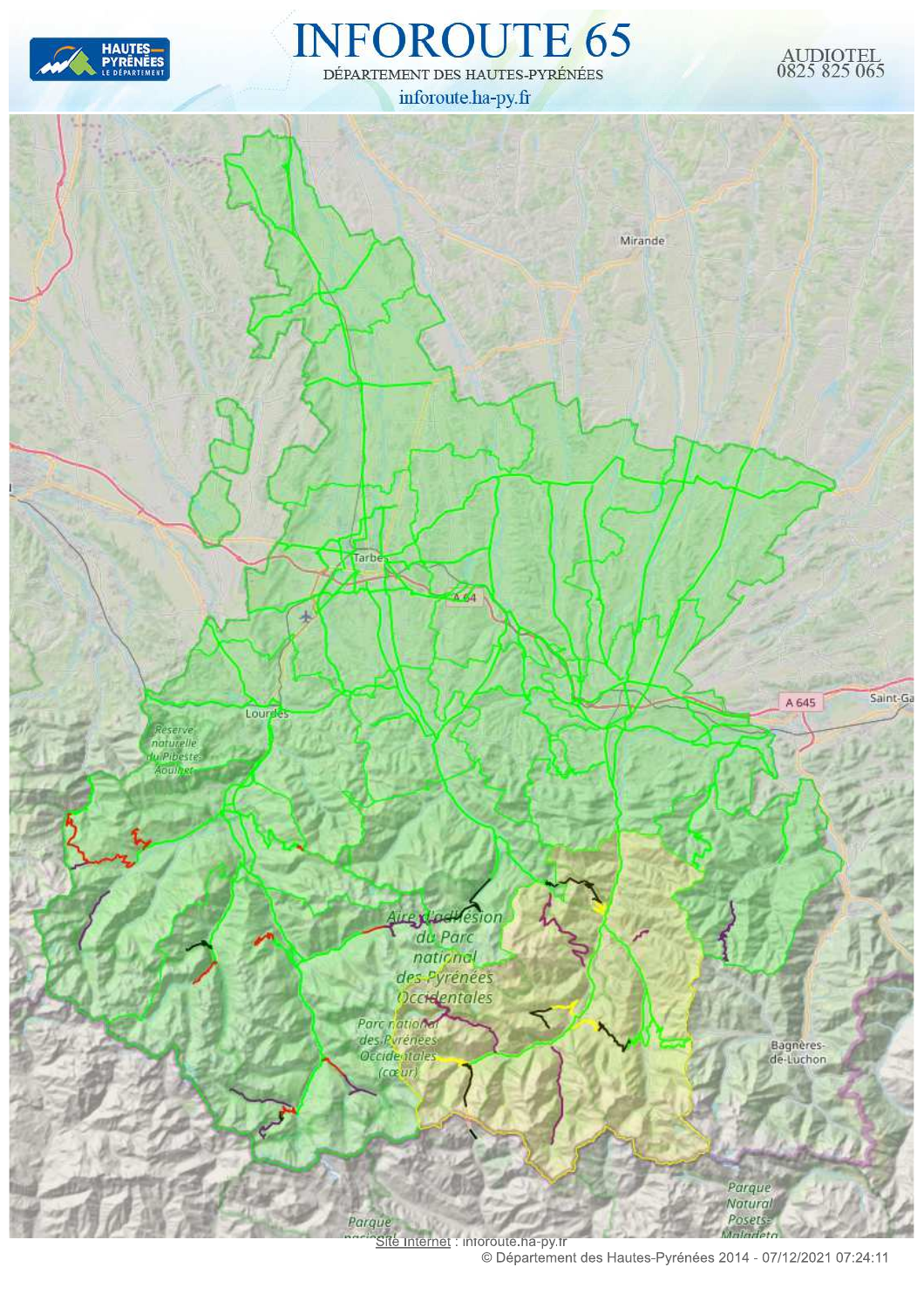# INFOROUTE 65

DÉPARTEMENT DES HAUTES-PYRÉNÉES

inforoute.ha-py.fr

AUDIOTEL
0825 825 065

Site Internet : inforoute.ha-py.fr

© Département des Hautes-Pyrénées 2014 - 07/12/2021 07:24:11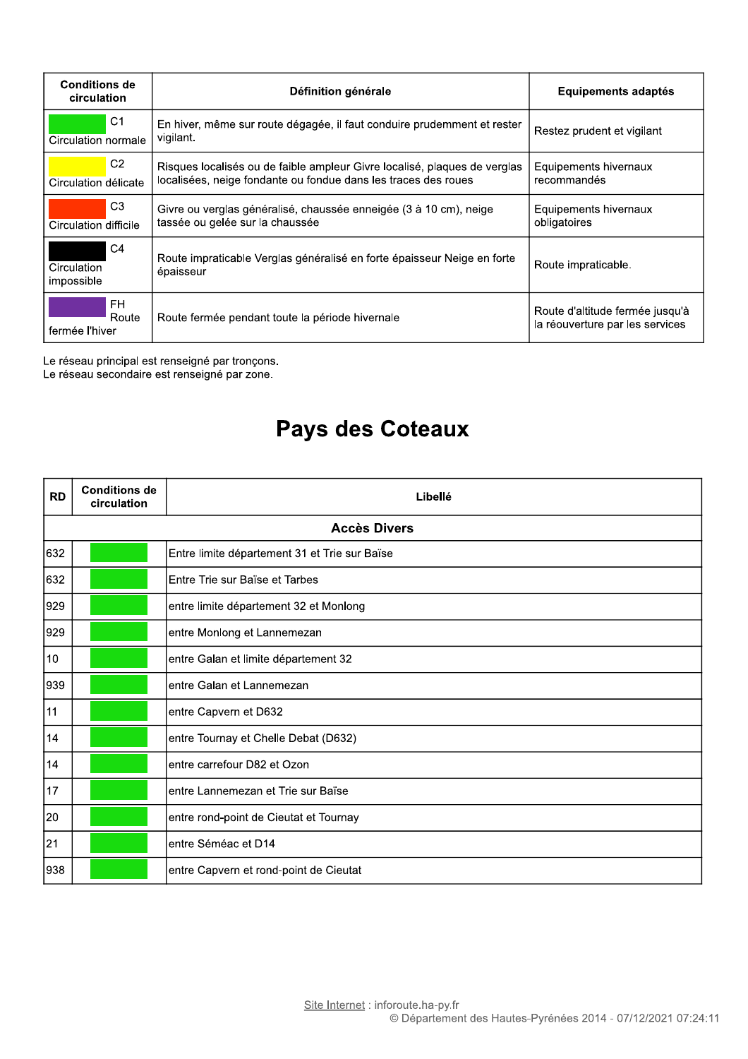| Conditions de circulation | Définition générale | Equipements adaptés |
|---|---|---|
| C1 Circulation normale | En hiver, même sur route dégagée, il faut conduire prudemment et rester vigilant. | Restez prudent et vigilant |
| C2 Circulation délicate | Risques localisés ou de faible ampleur Givre localisé, plaques de verglas localisées, neige fondante ou fondue dans les traces des roues | Equipements hivernaux recommandés |
| C3 Circulation difficile | Givre ou verglas généralisé, chaussée enneigée (3 à 10 cm), neige tassée ou gelée sur la chaussée | Equipements hivernaux obligatoires |
| C4 Circulation impossible | Route impraticable Verglas généralisé en forte épaisseur Neige en forte épaisseur | Route impraticable. |
| FH Route fermée l'hiver | Route fermée pendant toute la période hivernale | Route d'altitude fermée jusqu'à la réouverture par les services |

Le réseau principal est renseigné par tronçons.
Le réseau secondaire est renseigné par zone.

# Pays des Coteaux

| RD | Conditions de circulation | Libellé |
|---|---|---|
| **Accès Divers** | | |
| 632 | C1 | Entre limite département 31 et Trie sur Baïse |
| 632 | C1 | Entre Trie sur Baïse et Tarbes |
| 929 | C1 | entre limite département 32 et Monlong |
| 929 | C1 | entre Monlong et Lannemezan |
| 10 | C1 | entre Galan et limite département 32 |
| 939 | C1 | entre Galan et Lannemezan |
| 11 | C1 | entre Capvern et D632 |
| 14 | C1 | entre Tournay et Chelle Debat (D632) |
| 14 | C1 | entre carrefour D82 et Ozon |
| 17 | C1 | entre Lannemezan et Trie sur Baïse |
| 20 | C1 | entre rond-point de Cieutat et Tournay |
| 21 | C1 | entre Séméac et D14 |
| 938 | C1 | entre Capvern et rond-point de Cieutat |

Site Internet : inforoute.ha-py.fr
© Département des Hautes-Pyrénées 2014 - 07/12/2021 07:24:11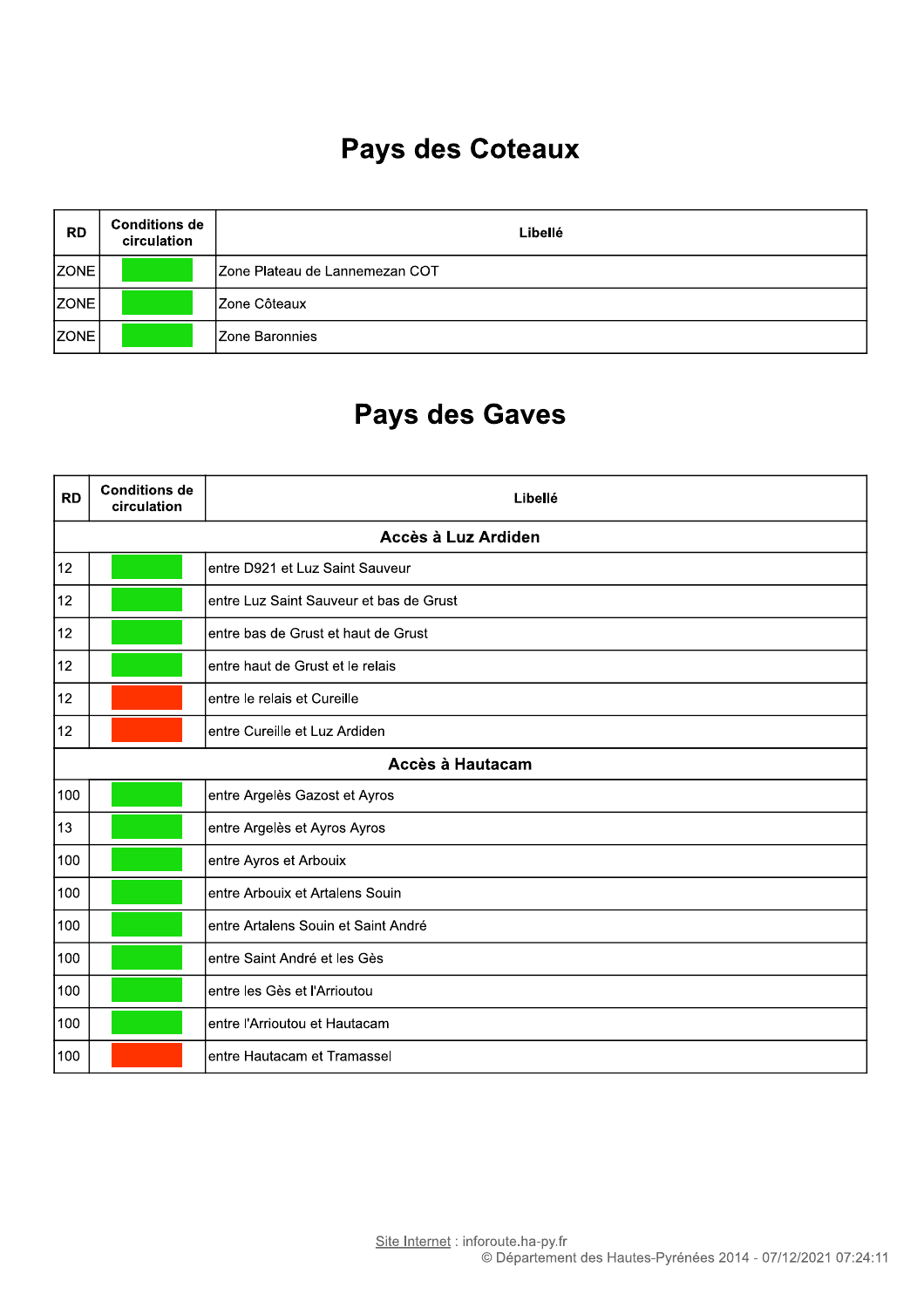# Pays des Coteaux

| RD | Conditions de circulation | Libellé |
|---|---|---|
| ZONE | | Zone Plateau de Lannemezan COT |
| ZONE | | Zone Côteaux |
| ZONE | | Zone Baronnies |

# Pays des Gaves

| RD | Conditions de circulation | Libellé |
|---|---|---|
| **Accès à Luz Ardiden** | | |
| 12 | | entre D921 et Luz Saint Sauveur |
| 12 | | entre Luz Saint Sauveur et bas de Grust |
| 12 | | entre bas de Grust et haut de Grust |
| 12 | | entre haut de Grust et le relais |
| 12 | | entre le relais et Cureille |
| 12 | | entre Cureille et Luz Ardiden |
| **Accès à Hautacam** | | |
| 100 | | entre Argelès Gazost et Ayros |
| 13 | | entre Argelès et Ayros Ayros |
| 100 | | entre Ayros et Arbouix |
| 100 | | entre Arbouix et Artalens Souin |
| 100 | | entre Artalens Souin et Saint André |
| 100 | | entre Saint André et les Gès |
| 100 | | entre les Gès et l'Arrioutou |
| 100 | | entre l'Arrioutou et Hautacam |
| 100 | | entre Hautacam et Tramassel |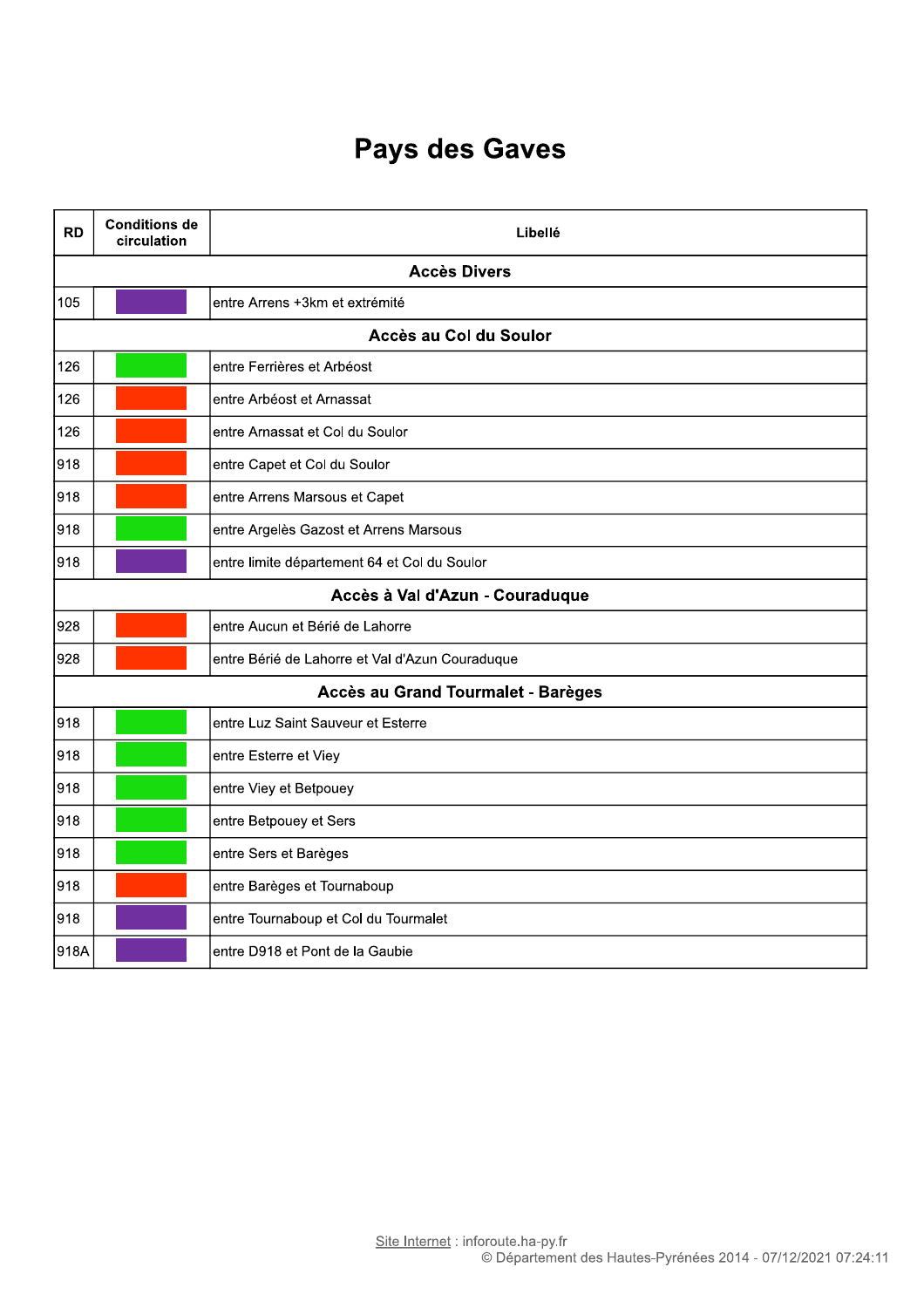# Pays des Gaves

| RD | Conditions de circulation | Libellé |
|---|---|---|
| **Accès Divers** | | |
| 105 | | entre Arrens +3km et extrémité |
| **Accès au Col du Soulor** | | |
| 126 | | entre Ferrières et Arbéost |
| 126 | | entre Arbéost et Arnassat |
| 126 | | entre Arnassat et Col du Soulor |
| 918 | | entre Capet et Col du Soulor |
| 918 | | entre Arrens Marsous et Capet |
| 918 | | entre Argelès Gazost et Arrens Marsous |
| 918 | | entre limite département 64 et Col du Soulor |
| **Accès à Val d'Azun - Couraduque** | | |
| 928 | | entre Aucun et Bérié de Lahorre |
| 928 | | entre Bérié de Lahorre et Val d'Azun Couraduque |
| **Accès au Grand Tourmalet - Barèges** | | |
| 918 | | entre Luz Saint Sauveur et Esterre |
| 918 | | entre Esterre et Viey |
| 918 | | entre Viey et Betpouey |
| 918 | | entre Betpouey et Sers |
| 918 | | entre Sers et Barèges |
| 918 | | entre Barèges et Tournaboup |
| 918 | | entre Tournaboup et Col du Tourmalet |
| 918A | | entre D918 et Pont de la Gaubie |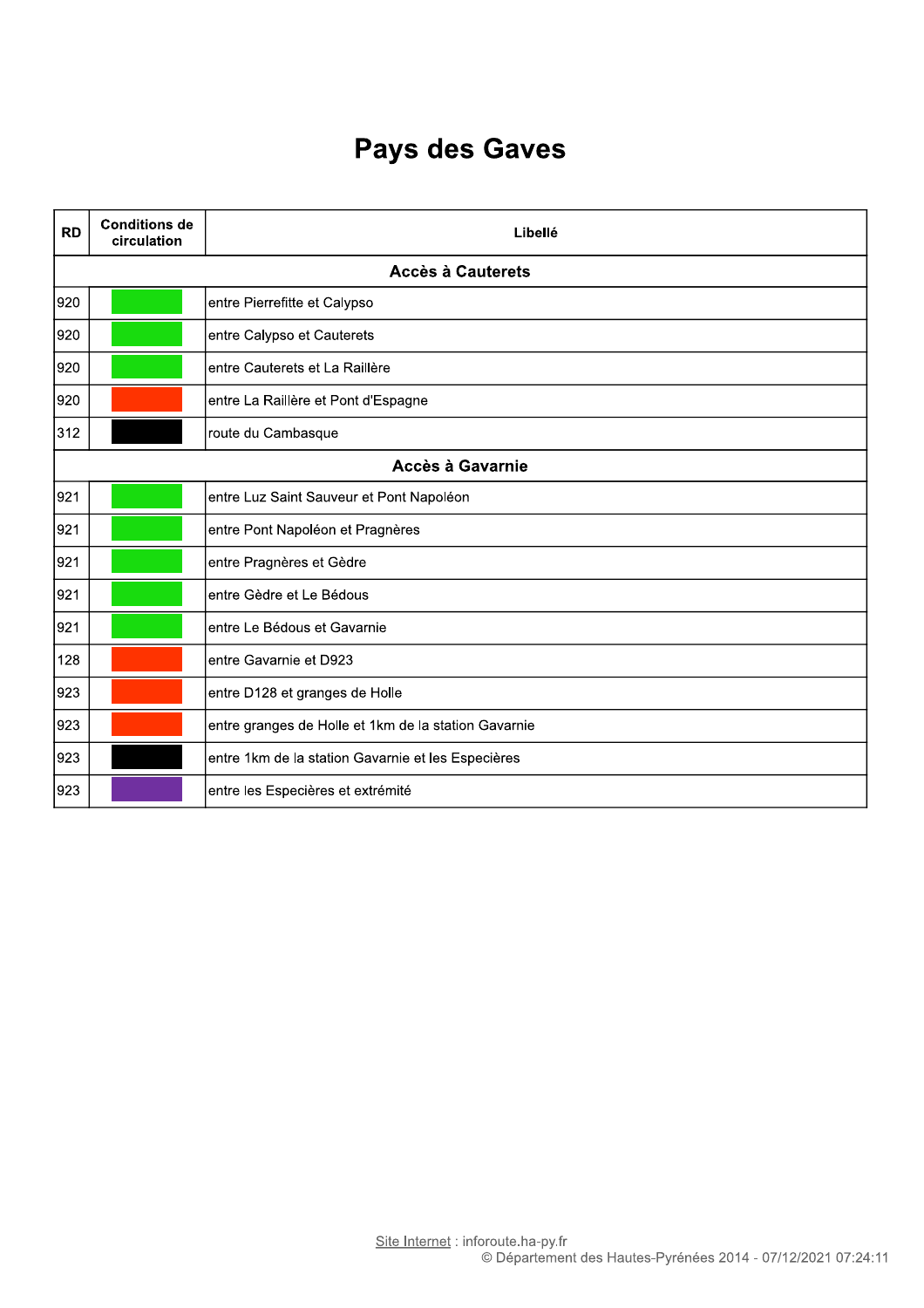# Pays des Gaves

| RD | Conditions de circulation | Libellé |
|---|---|---|
| | | **Accès à Cauterets** |
| 920 | | entre Pierrefitte et Calypso |
| 920 | | entre Calypso et Cauterets |
| 920 | | entre Cauterets et La Raillère |
| 920 | | entre La Raillère et Pont d'Espagne |
| 312 | | route du Cambasque |
| | | **Accès à Gavarnie** |
| 921 | | entre Luz Saint Sauveur et Pont Napoléon |
| 921 | | entre Pont Napoléon et Pragnères |
| 921 | | entre Pragnères et Gèdre |
| 921 | | entre Gèdre et Le Bédous |
| 921 | | entre Le Bédous et Gavarnie |
| 128 | | entre Gavarnie et D923 |
| 923 | | entre D128 et granges de Holle |
| 923 | | entre granges de Holle et 1km de la station Gavarnie |
| 923 | | entre 1km de la station Gavarnie et les Especières |
| 923 | | entre les Especières et extrémité |

Site Internet : inforoute.ha-py.fr
© Département des Hautes-Pyrénées 2014 - 07/12/2021 07:24:11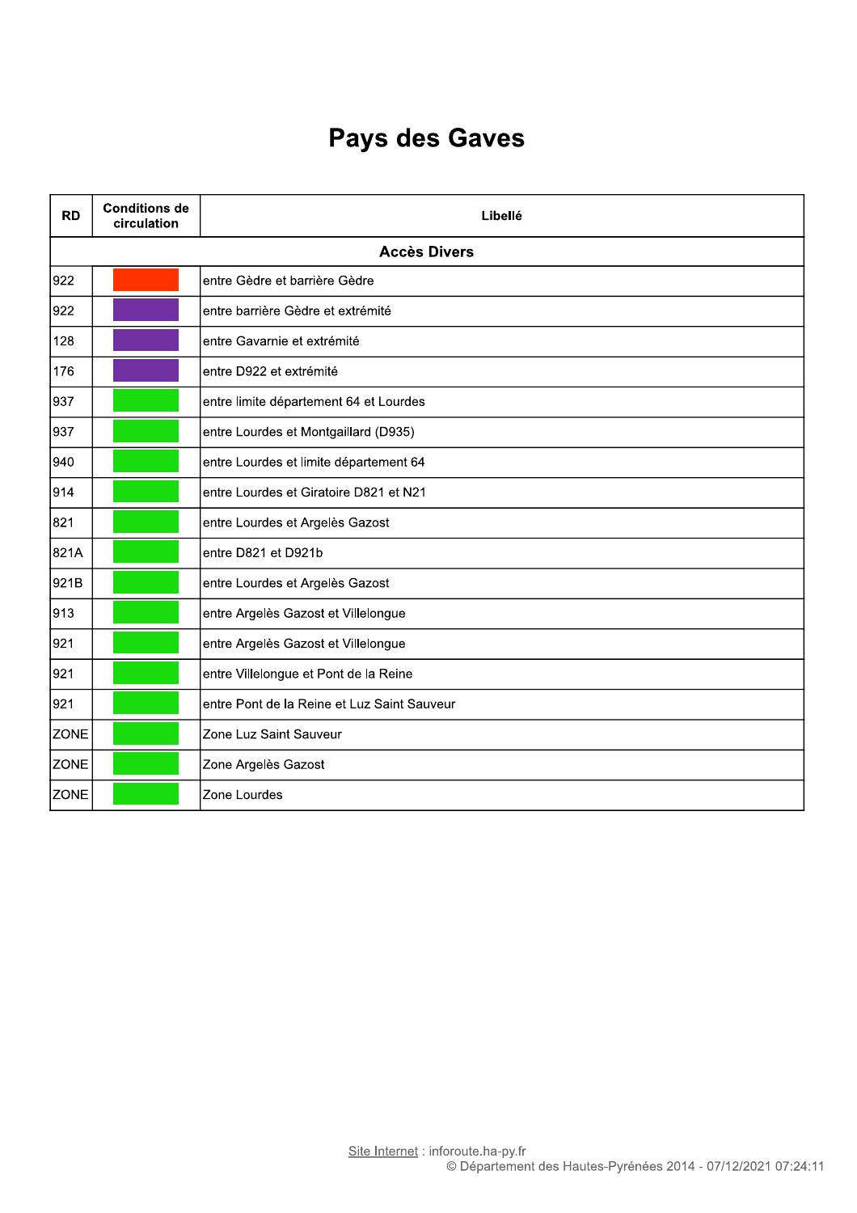# Pays des Gaves

| RD | Conditions de circulation | Libellé |
|---|---|---|
| | | **Accès Divers** |
| 922 | | entre Gèdre et barrière Gèdre |
| 922 | | entre barrière Gèdre et extrémité |
| 128 | | entre Gavarnie et extrémité |
| 176 | | entre D922 et extrémité |
| 937 | | entre limite département 64 et Lourdes |
| 937 | | entre Lourdes et Montgaillard (D935) |
| 940 | | entre Lourdes et limite département 64 |
| 914 | | entre Lourdes et Giratoire D821 et N21 |
| 821 | | entre Lourdes et Argelès Gazost |
| 821A | | entre D821 et D921b |
| 921B | | entre Lourdes et Argelès Gazost |
| 913 | | entre Argelès Gazost et Villelongue |
| 921 | | entre Argelès Gazost et Villelongue |
| 921 | | entre Villelongue et Pont de la Reine |
| 921 | | entre Pont de la Reine et Luz Saint Sauveur |
| ZONE | | Zone Luz Saint Sauveur |
| ZONE | | Zone Argelès Gazost |
| ZONE | | Zone Lourdes |

Site Internet : inforoute.ha-py.fr
© Département des Hautes-Pyrénées 2014 - 07/12/2021 07:24:11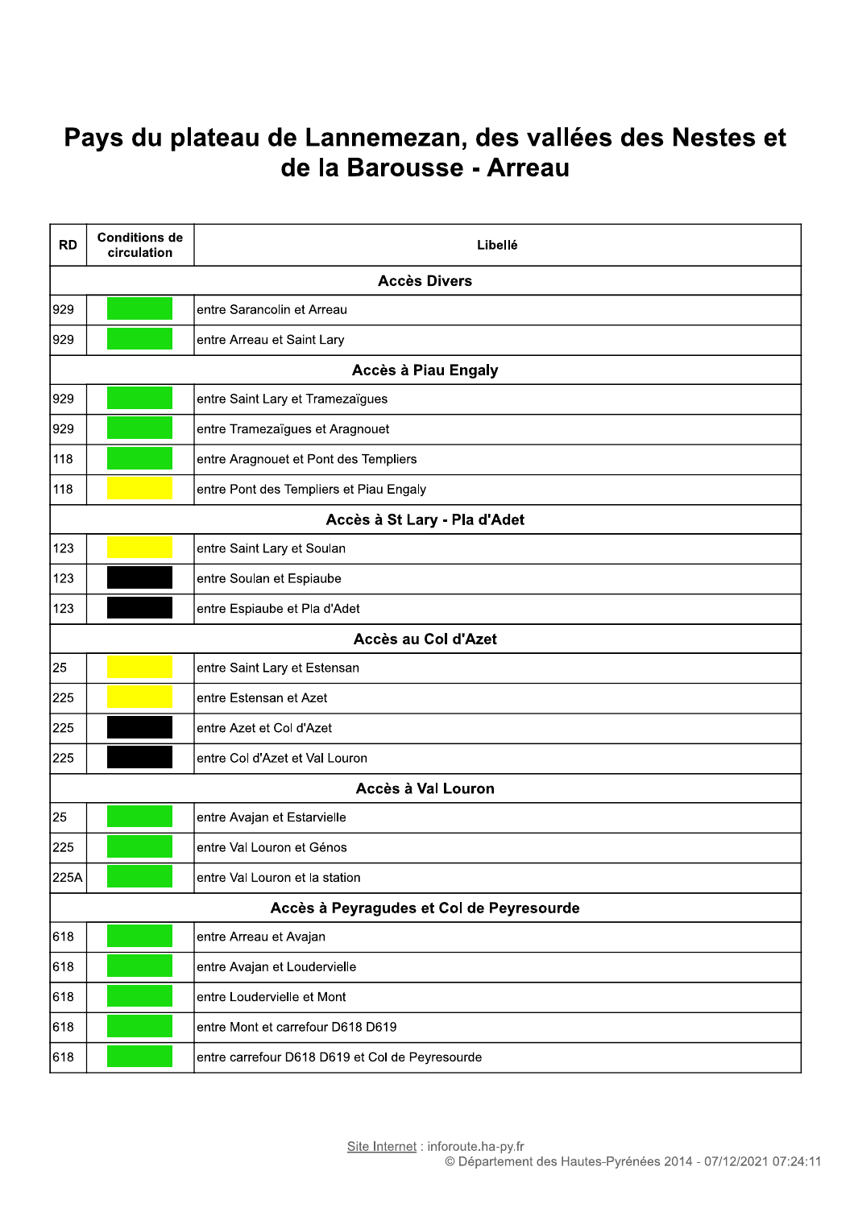# Pays du plateau de Lannemezan, des vallées des Nestes et de la Barousse - Arreau

| RD | Conditions de circulation | Libellé |
|---|---|---|
| **Accès Divers** | | |
| 929 | | entre Sarancolin et Arreau |
| 929 | | entre Arreau et Saint Lary |
| **Accès à Piau Engaly** | | |
| 929 | | entre Saint Lary et Tramezaïgues |
| 929 | | entre Tramezaïgues et Aragnouet |
| 118 | | entre Aragnouet et Pont des Templiers |
| 118 | | entre Pont des Templiers et Piau Engaly |
| **Accès à St Lary - Pla d'Adet** | | |
| 123 | | entre Saint Lary et Soulan |
| 123 | | entre Soulan et Espiaube |
| 123 | | entre Espiaube et Pla d'Adet |
| **Accès au Col d'Azet** | | |
| 25 | | entre Saint Lary et Estensan |
| 225 | | entre Estensan et Azet |
| 225 | | entre Azet et Col d'Azet |
| 225 | | entre Col d'Azet et Val Louron |
| **Accès à Val Louron** | | |
| 25 | | entre Avajan et Estarvielle |
| 225 | | entre Val Louron et Génos |
| 225A | | entre Val Louron et la station |
| **Accès à Peyragudes et Col de Peyresourde** | | |
| 618 | | entre Arreau et Avajan |
| 618 | | entre Avajan et Loudervielle |
| 618 | | entre Loudervielle et Mont |
| 618 | | entre Mont et carrefour D618 D619 |
| 618 | | entre carrefour D618 D619 et Col de Peyresourde |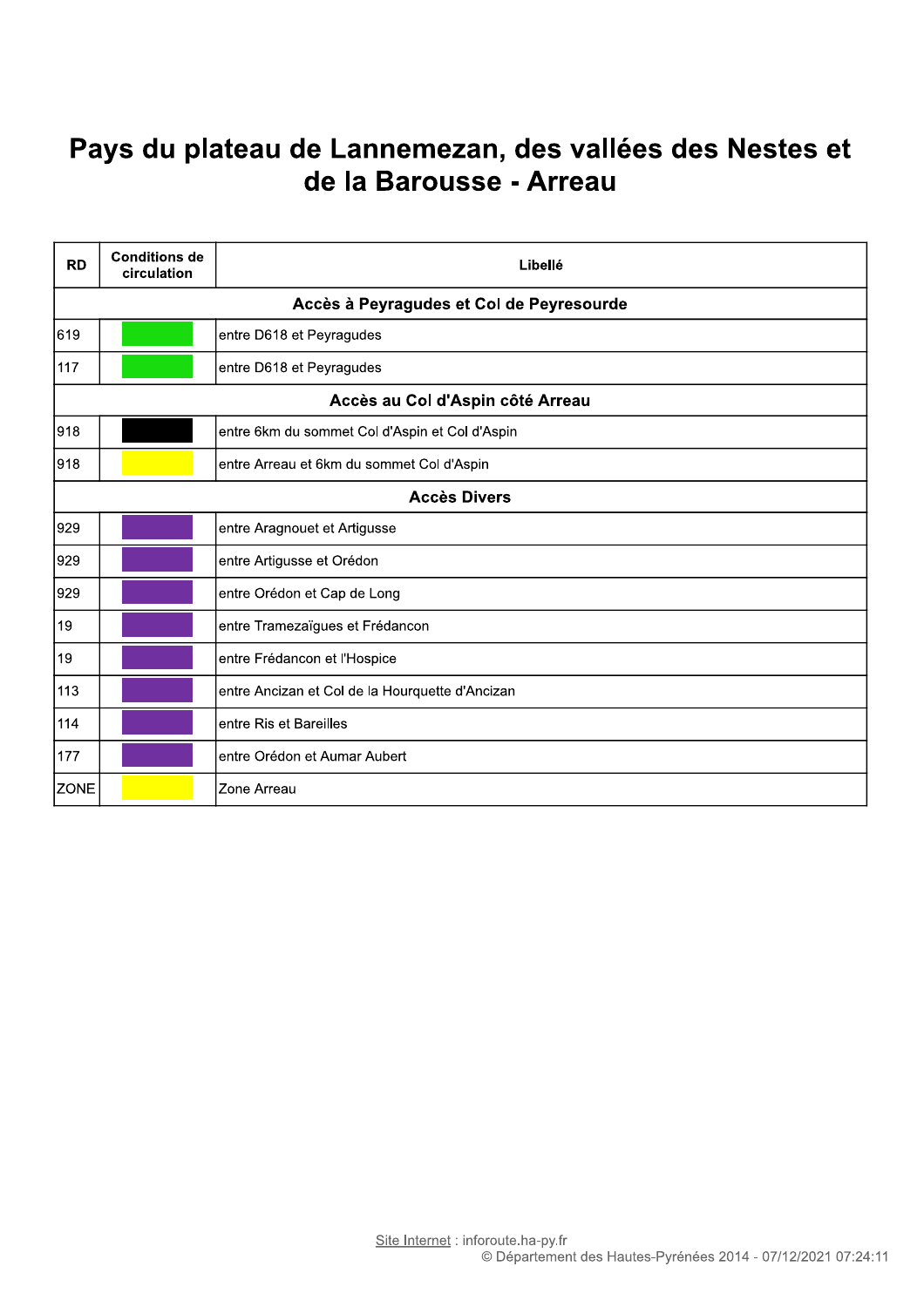# Pays du plateau de Lannemezan, des vallées des Nestes et de la Barousse - Arreau

| RD | Conditions de circulation | Libellé |
|---|---|---|
| **Accès à Peyragudes et Col de Peyresourde** | | |
| 619 | | entre D618 et Peyragudes |
| 117 | | entre D618 et Peyragudes |
| **Accès au Col d'Aspin côté Arreau** | | |
| 918 | | entre 6km du sommet Col d'Aspin et Col d'Aspin |
| 918 | | entre Arreau et 6km du sommet Col d'Aspin |
| **Accès Divers** | | |
| 929 | | entre Aragnouet et Artigusse |
| 929 | | entre Artigusse et Orédon |
| 929 | | entre Orédon et Cap de Long |
| 19 | | entre Tramezaïgues et Frédancon |
| 19 | | entre Frédancon et l'Hospice |
| 113 | | entre Ancizan et Col de la Hourquette d'Ancizan |
| 114 | | entre Ris et Bareilles |
| 177 | | entre Orédon et Aumar Aubert |
| ZONE | | Zone Arreau |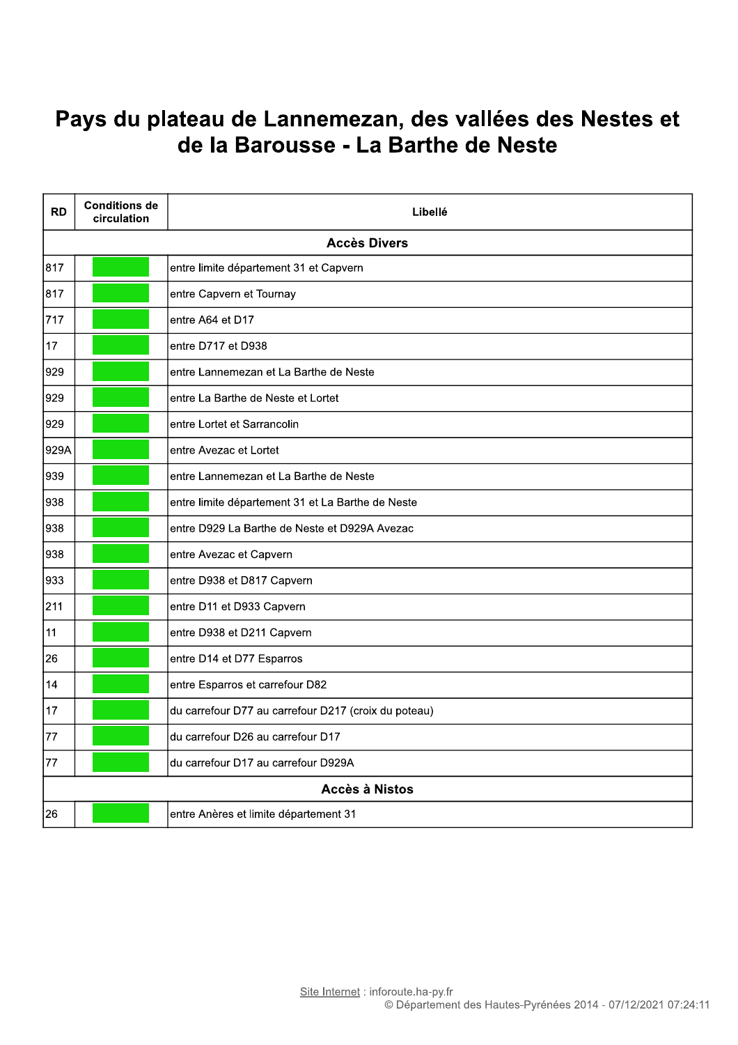# Pays du plateau de Lannemezan, des vallées des Nestes et de la Barousse - La Barthe de Neste

| RD | Conditions de circulation | Libellé |
|---|---|---|
| | | **Accès Divers** |
| 817 | | entre limite département 31 et Capvern |
| 817 | | entre Capvern et Tournay |
| 717 | | entre A64 et D17 |
| 17 | | entre D717 et D938 |
| 929 | | entre Lannemezan et La Barthe de Neste |
| 929 | | entre La Barthe de Neste et Lortet |
| 929 | | entre Lortet et Sarrancolin |
| 929A | | entre Avezac et Lortet |
| 939 | | entre Lannemezan et La Barthe de Neste |
| 938 | | entre limite département 31 et La Barthe de Neste |
| 938 | | entre D929 La Barthe de Neste et D929A Avezac |
| 938 | | entre Avezac et Capvern |
| 933 | | entre D938 et D817 Capvern |
| 211 | | entre D11 et D933 Capvern |
| 11 | | entre D938 et D211 Capvern |
| 26 | | entre D14 et D77 Esparros |
| 14 | | entre Esparros et carrefour D82 |
| 17 | | du carrefour D77 au carrefour D217 (croix du poteau) |
| 77 | | du carrefour D26 au carrefour D17 |
| 77 | | du carrefour D17 au carrefour D929A |
| | | **Accès à Nistos** |
| 26 | | entre Anères et limite département 31 |

Site Internet : inforoute.ha-py.fr
© Département des Hautes-Pyrénées 2014 - 07/12/2021 07:24:11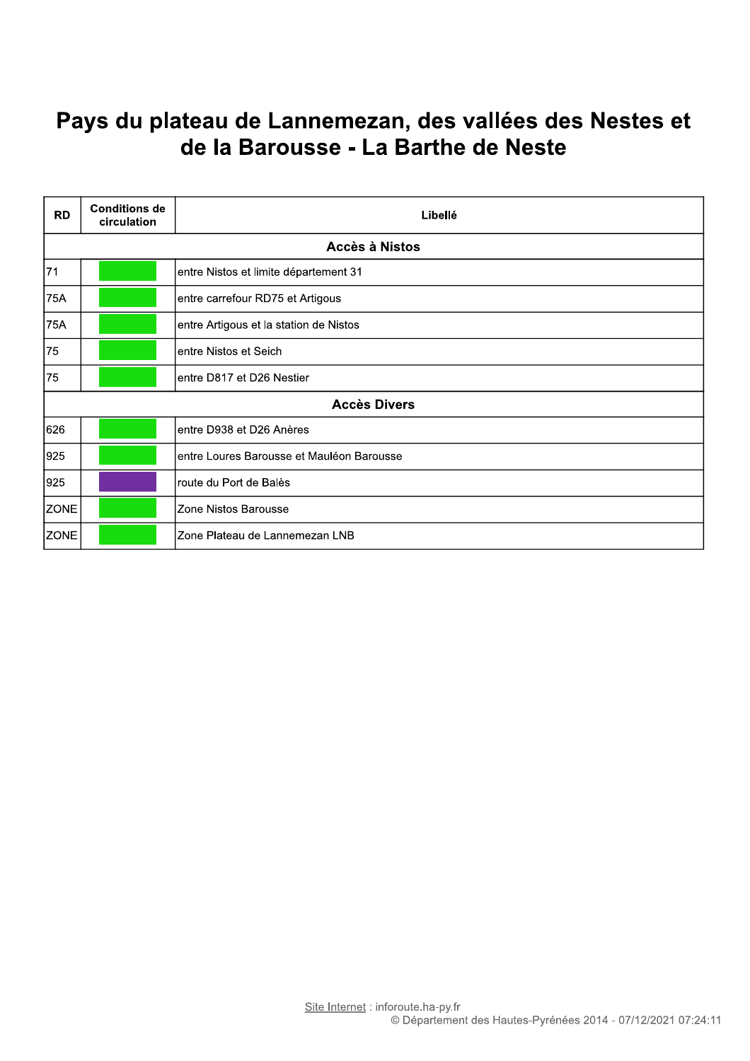# Pays du plateau de Lannemezan, des vallées des Nestes et de la Barousse - La Barthe de Neste

| RD | Conditions de circulation | Libellé |
|---|---|---|
| **Accès à Nistos** | | |
| 71 | | entre Nistos et limite département 31 |
| 75A | | entre carrefour RD75 et Artigous |
| 75A | | entre Artigous et la station de Nistos |
| 75 | | entre Nistos et Seich |
| 75 | | entre D817 et D26 Nestier |
| **Accès Divers** | | |
| 626 | | entre D938 et D26 Anères |
| 925 | | entre Loures Barousse et Mauléon Barousse |
| 925 | | route du Port de Balès |
| ZONE | | Zone Nistos Barousse |
| ZONE | | Zone Plateau de Lannemezan LNB |

Site Internet : inforoute.ha-py.fr
© Département des Hautes-Pyrénées 2014 - 07/12/2021 07:24:11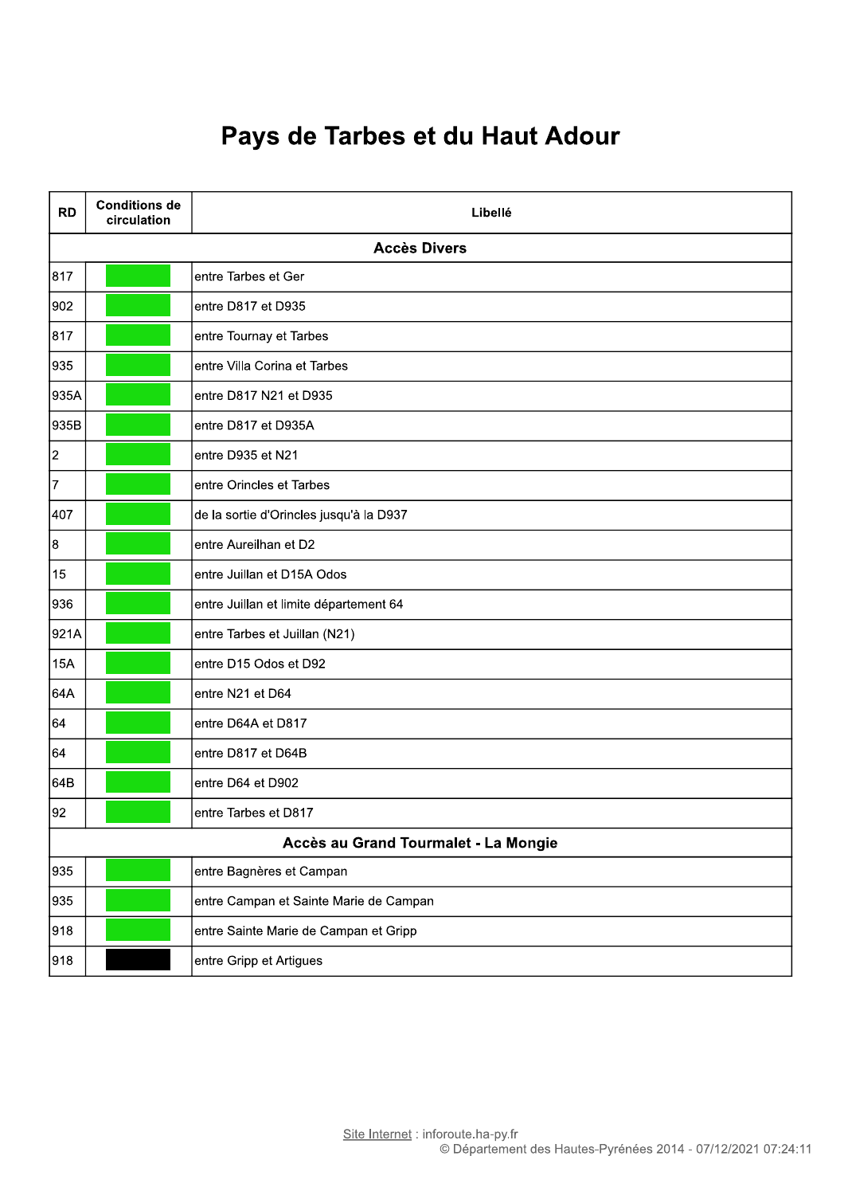# Pays de Tarbes et du Haut Adour

| RD | Conditions de circulation | Libellé |
|---|---|---|
| **Accès Divers** | | |
| 817 | | entre Tarbes et Ger |
| 902 | | entre D817 et D935 |
| 817 | | entre Tournay et Tarbes |
| 935 | | entre Villa Corina et Tarbes |
| 935A | | entre D817 N21 et D935 |
| 935B | | entre D817 et D935A |
| 2 | | entre D935 et N21 |
| 7 | | entre Orincles et Tarbes |
| 407 | | de la sortie d'Orincles jusqu'à la D937 |
| 8 | | entre Aureilhan et D2 |
| 15 | | entre Juillan et D15A Odos |
| 936 | | entre Juillan et limite département 64 |
| 921A | | entre Tarbes et Juillan (N21) |
| 15A | | entre D15 Odos et D92 |
| 64A | | entre N21 et D64 |
| 64 | | entre D64A et D817 |
| 64 | | entre D817 et D64B |
| 64B | | entre D64 et D902 |
| 92 | | entre Tarbes et D817 |
| **Accès au Grand Tourmalet - La Mongie** | | |
| 935 | | entre Bagnères et Campan |
| 935 | | entre Campan et Sainte Marie de Campan |
| 918 | | entre Sainte Marie de Campan et Gripp |
| 918 | | entre Gripp et Artigues |

Site Internet : inforoute.ha-py.fr
© Département des Hautes-Pyrénées 2014 - 07/12/2021 07:24:11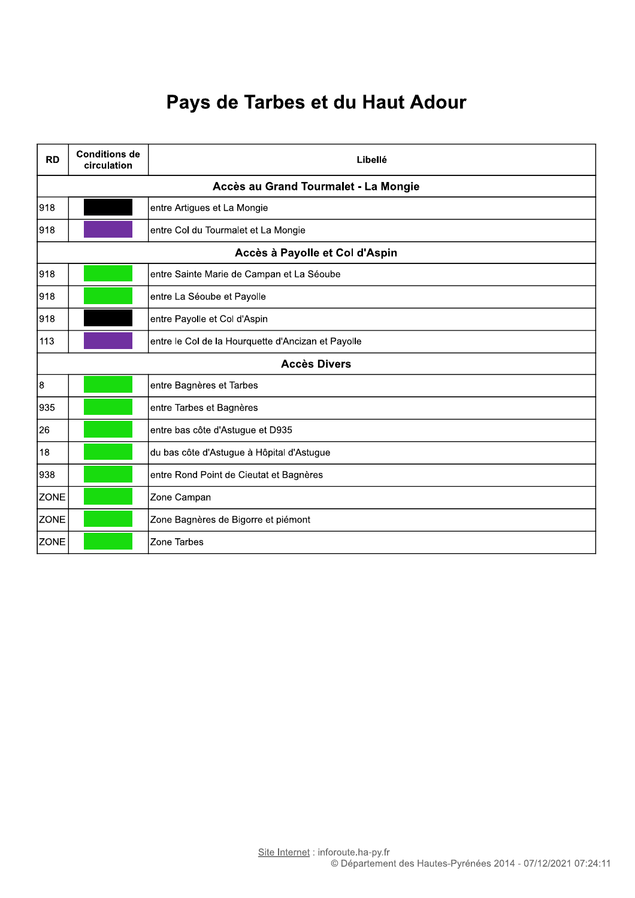# Pays de Tarbes et du Haut Adour

| RD | Conditions de circulation | Libellé |
|---|---|---|
| **Accès au Grand Tourmalet - La Mongie** | | |
| 918 | | entre Artigues et La Mongie |
| 918 | | entre Col du Tourmalet et La Mongie |
| **Accès à Payolle et Col d'Aspin** | | |
| 918 | | entre Sainte Marie de Campan et La Séoube |
| 918 | | entre La Séoube et Payolle |
| 918 | | entre Payolle et Col d'Aspin |
| 113 | | entre le Col de la Hourquette d'Ancizan et Payolle |
| **Accès Divers** | | |
| 8 | | entre Bagnères et Tarbes |
| 935 | | entre Tarbes et Bagnères |
| 26 | | entre bas côte d'Astugue et D935 |
| 18 | | du bas côte d'Astugue à Hôpital d'Astugue |
| 938 | | entre Rond Point de Cieutat et Bagnères |
| ZONE | | Zone Campan |
| ZONE | | Zone Bagnères de Bigorre et piémont |
| ZONE | | Zone Tarbes |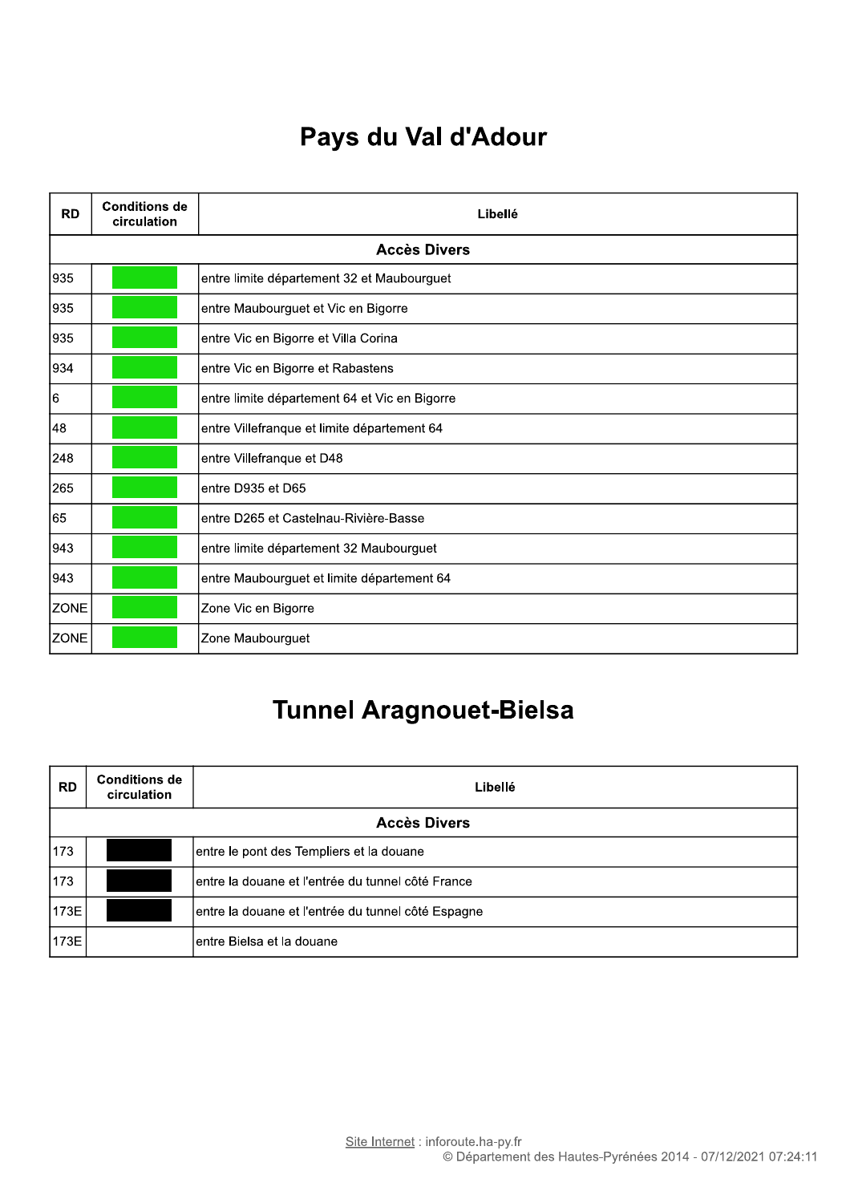# Pays du Val d'Adour

| RD | Conditions de circulation | Libellé |
|---|---|---|
| **Accès Divers** | | |
| 935 | | entre limite département 32 et Maubourguet |
| 935 | | entre Maubourguet et Vic en Bigorre |
| 935 | | entre Vic en Bigorre et Villa Corina |
| 934 | | entre Vic en Bigorre et Rabastens |
| 6 | | entre limite département 64 et Vic en Bigorre |
| 48 | | entre Villefranque et limite département 64 |
| 248 | | entre Villefranque et D48 |
| 265 | | entre D935 et D65 |
| 65 | | entre D265 et Castelnau-Rivière-Basse |
| 943 | | entre limite département 32 Maubourguet |
| 943 | | entre Maubourguet et limite département 64 |
| ZONE | | Zone Vic en Bigorre |
| ZONE | | Zone Maubourguet |

# Tunnel Aragnouet-Bielsa

| RD | Conditions de circulation | Libellé |
|---|---|---|
| **Accès Divers** | | |
| 173 | | entre le pont des Templiers et la douane |
| 173 | | entre la douane et l'entrée du tunnel côté France |
| 173E | | entre la douane et l'entrée du tunnel côté Espagne |
| 173E | | entre Bielsa et la douane |

Site Internet : inforoute.ha-py.fr
© Département des Hautes-Pyrénées 2014 - 07/12/2021 07:24:11